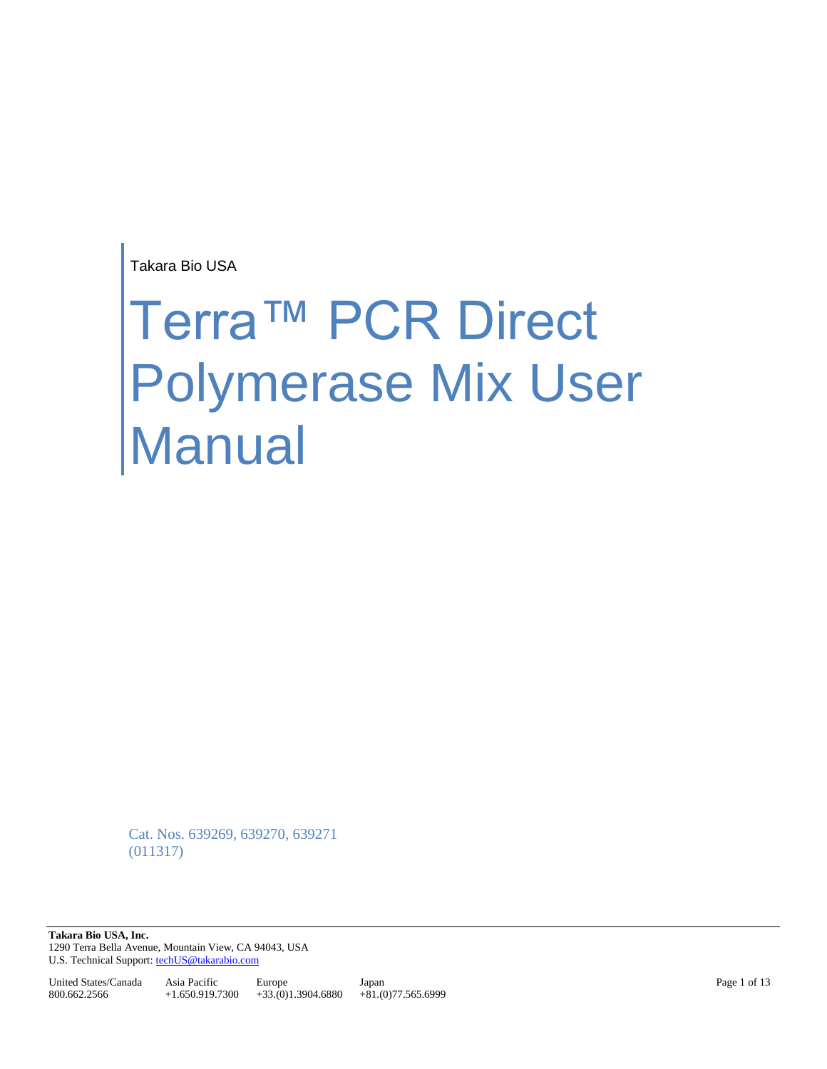Takara Bio USA

# Terra™ PCR Direct Polymerase Mix User Manual

Cat. Nos. 639269, 639270, 639271
(011317)

**Takara Bio USA, Inc.**
1290 Terra Bella Avenue, Mountain View, CA 94043, USA
U.S. Technical Support: techUS@takarabio.com

| United States/Canada | Asia Pacific | Europe | Japan |
|---|---|---|---|
| 800.662.2566 | +1.650.919.7300 | +33.(0)1.3904.6880 | +81.(0)77.565.6999 |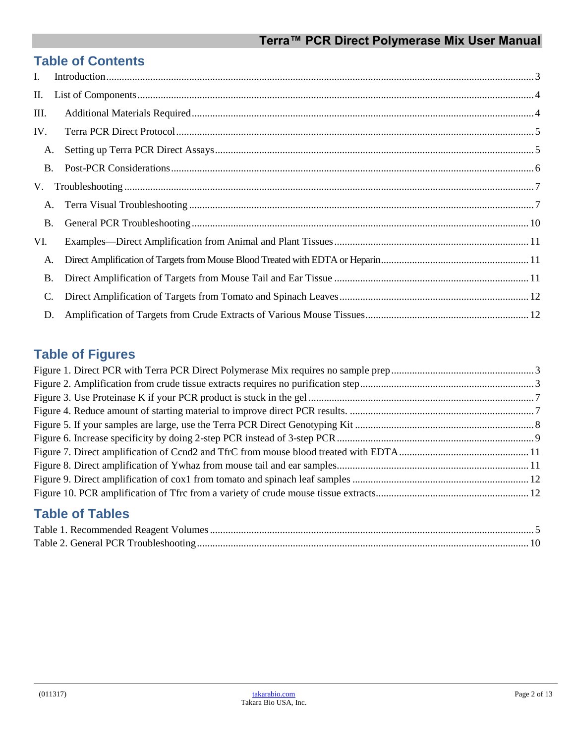## Table of Contents

I. Introduction ........................................ 3

II. List of Components ........................................ 4

III. Additional Materials Required ........................................ 4

IV. Terra PCR Direct Protocol ........................................ 5

- A. Setting up Terra PCR Direct Assays ........................................ 5
- B. Post-PCR Considerations ........................................ 6

V. Troubleshooting ........................................ 7

- A. Terra Visual Troubleshooting ........................................ 7
- B. General PCR Troubleshooting ........................................ 10

VI. Examples—Direct Amplification from Animal and Plant Tissues ........................................ 11

- A. Direct Amplification of Targets from Mouse Blood Treated with EDTA or Heparin ........................................ 11
- B. Direct Amplification of Targets from Mouse Tail and Ear Tissue ........................................ 11
- C. Direct Amplification of Targets from Tomato and Spinach Leaves ........................................ 12
- D. Amplification of Targets from Crude Extracts of Various Mouse Tissues ........................................ 12

## Table of Figures

Figure 1. Direct PCR with Terra PCR Direct Polymerase Mix requires no sample prep ........................................ 3

Figure 2. Amplification from crude tissue extracts requires no purification step ........................................ 3

Figure 3. Use Proteinase K if your PCR product is stuck in the gel ........................................ 7

Figure 4. Reduce amount of starting material to improve direct PCR results. ........................................ 7

Figure 5. If your samples are large, use the Terra PCR Direct Genotyping Kit ........................................ 8

Figure 6. Increase specificity by doing 2-step PCR instead of 3-step PCR ........................................ 9

Figure 7. Direct amplification of Ccnd2 and TfrC from mouse blood treated with EDTA ........................................ 11

Figure 8. Direct amplification of Ywhaz from mouse tail and ear samples ........................................ 11

Figure 9. Direct amplification of cox1 from tomato and spinach leaf samples ........................................ 12

Figure 10. PCR amplification of Tfrc from a variety of crude mouse tissue extracts ........................................ 12

## Table of Tables

Table 1. Recommended Reagent Volumes ........................................ 5

Table 2. General PCR Troubleshooting ........................................ 10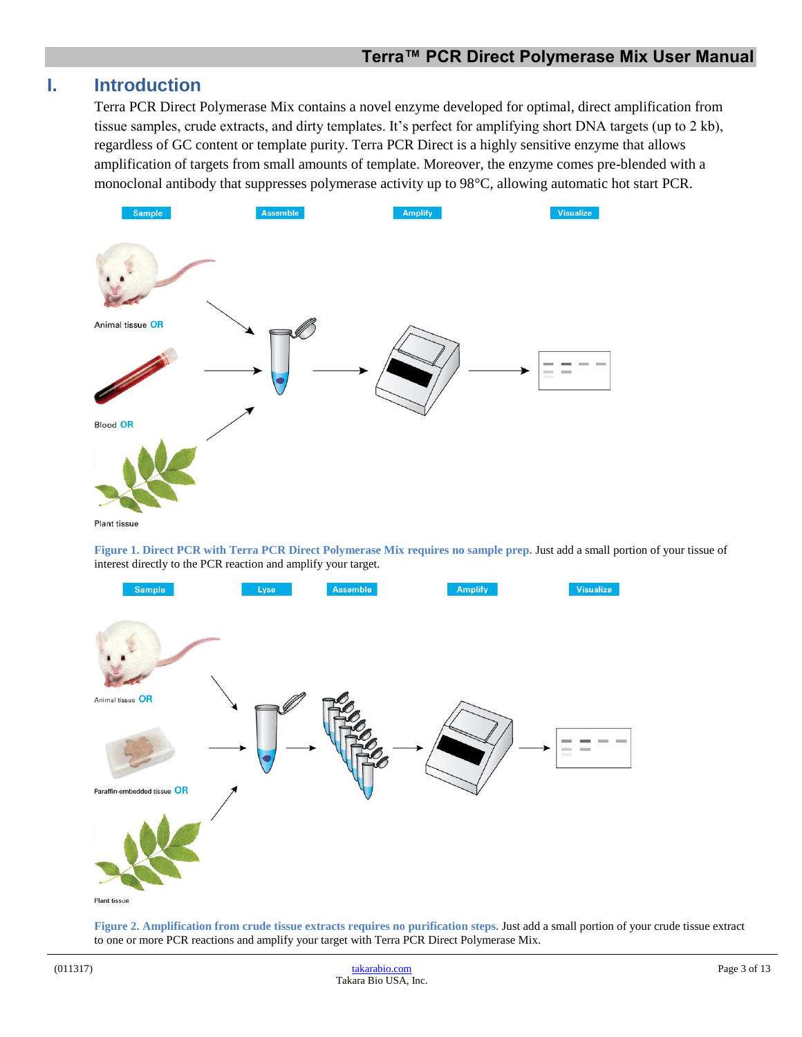# I. Introduction

Terra PCR Direct Polymerase Mix contains a novel enzyme developed for optimal, direct amplification from tissue samples, crude extracts, and dirty templates. It's perfect for amplifying short DNA targets (up to 2 kb), regardless of GC content or template purity. Terra PCR Direct is a highly sensitive enzyme that allows amplification of targets from small amounts of template. Moreover, the enzyme comes pre-blended with a monoclonal antibody that suppresses polymerase activity up to 98°C, allowing automatic hot start PCR.

**Figure 1. Direct PCR with Terra PCR Direct Polymerase Mix requires no sample prep.** Just add a small portion of your tissue of interest directly to the PCR reaction and amplify your target.

**Figure 2. Amplification from crude tissue extracts requires no purification steps.** Just add a small portion of your crude tissue extract to one or more PCR reactions and amplify your target with Terra PCR Direct Polymerase Mix.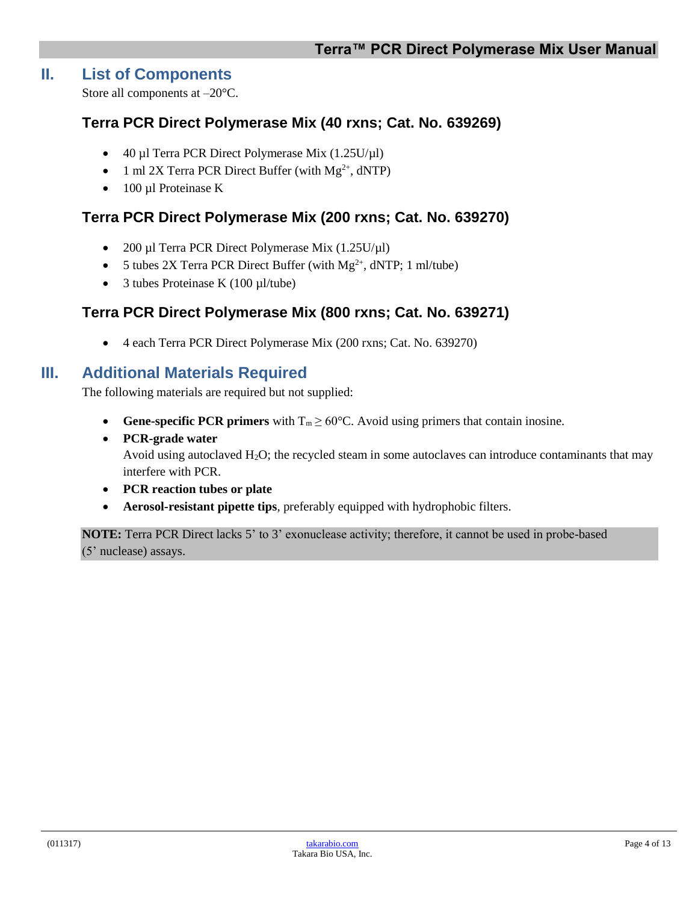## II. List of Components

Store all components at –20°C.

### Terra PCR Direct Polymerase Mix (40 rxns; Cat. No. 639269)

- 40 µl Terra PCR Direct Polymerase Mix (1.25U/µl)
- 1 ml 2X Terra PCR Direct Buffer (with $Mg^{2+}$, dNTP)
- 100 µl Proteinase K

### Terra PCR Direct Polymerase Mix (200 rxns; Cat. No. 639270)

- 200 µl Terra PCR Direct Polymerase Mix (1.25U/µl)
- 5 tubes 2X Terra PCR Direct Buffer (with $Mg^{2+}$, dNTP; 1 ml/tube)
- 3 tubes Proteinase K (100 µl/tube)

### Terra PCR Direct Polymerase Mix (800 rxns; Cat. No. 639271)

- 4 each Terra PCR Direct Polymerase Mix (200 rxns; Cat. No. 639270)

## III. Additional Materials Required

The following materials are required but not supplied:

- **Gene-specific PCR primers** with $T_m \geq 60°C$. Avoid using primers that contain inosine.
- **PCR-grade water**
  Avoid using autoclaved $H_2O$; the recycled steam in some autoclaves can introduce contaminants that may interfere with PCR.
- **PCR reaction tubes or plate**
- **Aerosol-resistant pipette tips**, preferably equipped with hydrophobic filters.

**NOTE:** Terra PCR Direct lacks 5' to 3' exonuclease activity; therefore, it cannot be used in probe-based (5' nuclease) assays.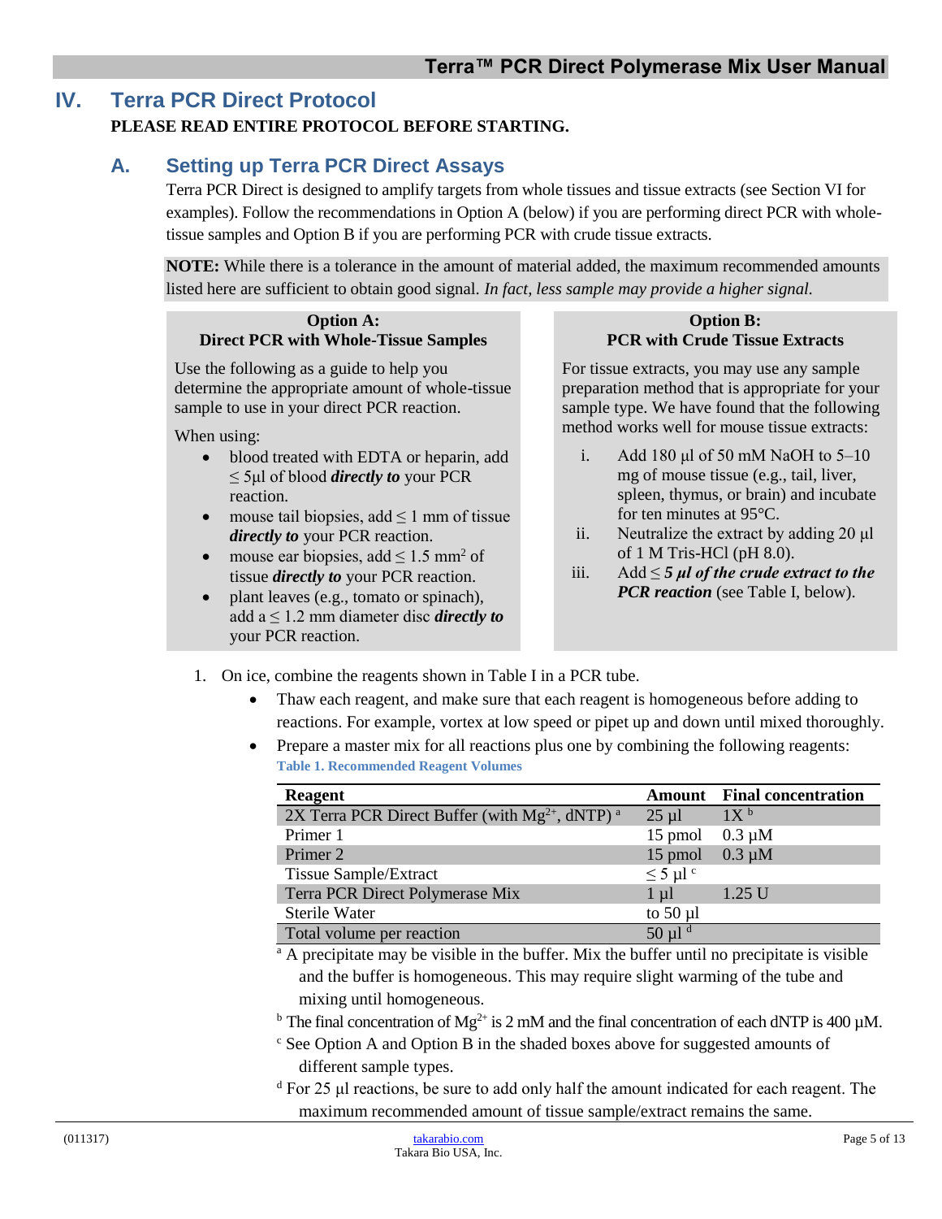# IV. Terra PCR Direct Protocol

**PLEASE READ ENTIRE PROTOCOL BEFORE STARTING.**

## A. Setting up Terra PCR Direct Assays

Terra PCR Direct is designed to amplify targets from whole tissues and tissue extracts (see Section VI for examples). Follow the recommendations in Option A (below) if you are performing direct PCR with whole-tissue samples and Option B if you are performing PCR with crude tissue extracts.

**NOTE:** While there is a tolerance in the amount of material added, the maximum recommended amounts listed here are sufficient to obtain good signal. *In fact, less sample may provide a higher signal.*

**Option A:**
**Direct PCR with Whole-Tissue Samples**

Use the following as a guide to help you determine the appropriate amount of whole-tissue sample to use in your direct PCR reaction.

When using:

- blood treated with EDTA or heparin, add ≤ 5µl of blood ***directly to*** your PCR reaction.
- mouse tail biopsies, add ≤ 1 mm of tissue ***directly to*** your PCR reaction.
- mouse ear biopsies, add ≤ 1.5 $mm^2$ of tissue ***directly to*** your PCR reaction.
- plant leaves (e.g., tomato or spinach), add a ≤ 1.2 mm diameter disc ***directly to*** your PCR reaction.

**Option B:**
**PCR with Crude Tissue Extracts**

For tissue extracts, you may use any sample preparation method that is appropriate for your sample type. We have found that the following method works well for mouse tissue extracts:

i. Add 180 µl of 50 mM NaOH to 5–10 mg of mouse tissue (e.g., tail, liver, spleen, thymus, or brain) and incubate for ten minutes at 95°C.
ii. Neutralize the extract by adding 20 µl of 1 M Tris-HCl (pH 8.0).
iii. Add ***≤ 5 µl of the crude extract to the PCR reaction*** (see Table I, below).

1. On ice, combine the reagents shown in Table I in a PCR tube.
   - Thaw each reagent, and make sure that each reagent is homogeneous before adding to reactions. For example, vortex at low speed or pipet up and down until mixed thoroughly.
   - Prepare a master mix for all reactions plus one by combining the following reagents:

**Table 1. Recommended Reagent Volumes**

| Reagent | Amount | Final concentration |
|---|---|---|
| 2X Terra PCR Direct Buffer (with $Mg^{2+}$, dNTP) [a] | 25 µl | 1X [b] |
| Primer 1 | 15 pmol | 0.3 µM |
| Primer 2 | 15 pmol | 0.3 µM |
| Tissue Sample/Extract | ≤ 5 µl [c] | |
| Terra PCR Direct Polymerase Mix | 1 µl | 1.25 U |
| Sterile Water | to 50 µl | |
| Total volume per reaction | 50 µl [d] | |

[a] A precipitate may be visible in the buffer. Mix the buffer until no precipitate is visible and the buffer is homogeneous. This may require slight warming of the tube and mixing until homogeneous.

[b] The final concentration of $Mg^{2+}$ is 2 mM and the final concentration of each dNTP is 400 µM.

[c] See Option A and Option B in the shaded boxes above for suggested amounts of different sample types.

[d] For 25 µl reactions, be sure to add only half the amount indicated for each reagent. The maximum recommended amount of tissue sample/extract remains the same.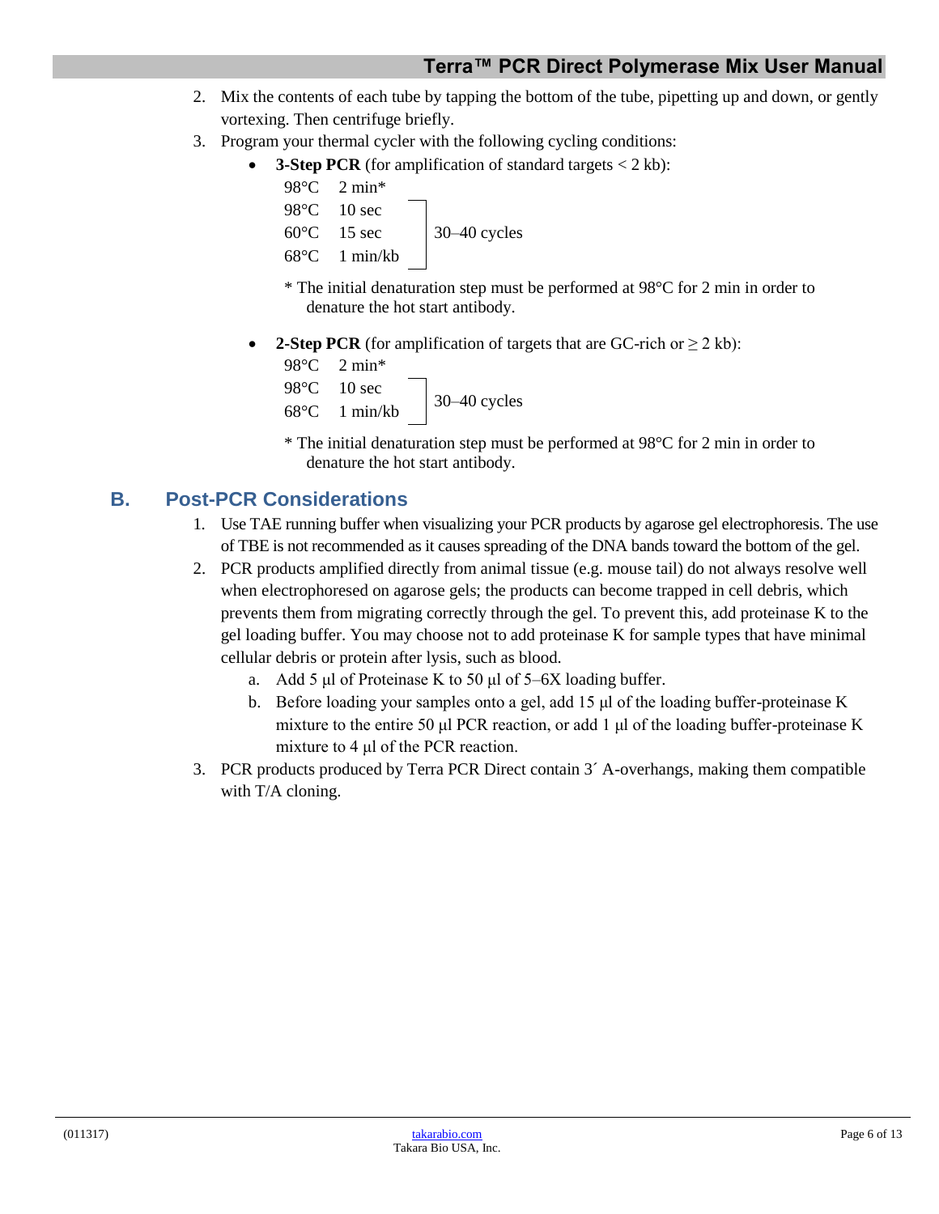2. Mix the contents of each tube by tapping the bottom of the tube, pipetting up and down, or gently vortexing. Then centrifuge briefly.
3. Program your thermal cycler with the following cycling conditions:
   - **3-Step PCR** (for amplification of standard targets < 2 kb):

     | | | |
     |---|---|---|
     | 98°C | 2 min* | |
     | 98°C | 10 sec | 30–40 cycles |
     | 60°C | 15 sec | |
     | 68°C | 1 min/kb | |

     \* The initial denaturation step must be performed at 98°C for 2 min in order to denature the hot start antibody.

   - **2-Step PCR** (for amplification of targets that are GC-rich or ≥ 2 kb):

     | | | |
     |---|---|---|
     | 98°C | 2 min* | |
     | 98°C | 10 sec | 30–40 cycles |
     | 68°C | 1 min/kb | |

     \* The initial denaturation step must be performed at 98°C for 2 min in order to denature the hot start antibody.

## B. Post-PCR Considerations

1. Use TAE running buffer when visualizing your PCR products by agarose gel electrophoresis. The use of TBE is not recommended as it causes spreading of the DNA bands toward the bottom of the gel.
2. PCR products amplified directly from animal tissue (e.g. mouse tail) do not always resolve well when electrophoresed on agarose gels; the products can become trapped in cell debris, which prevents them from migrating correctly through the gel. To prevent this, add proteinase K to the gel loading buffer. You may choose not to add proteinase K for sample types that have minimal cellular debris or protein after lysis, such as blood.
   a. Add 5 µl of Proteinase K to 50 µl of 5–6X loading buffer.
   b. Before loading your samples onto a gel, add 15 µl of the loading buffer-proteinase K mixture to the entire 50 µl PCR reaction, or add 1 µl of the loading buffer-proteinase K mixture to 4 µl of the PCR reaction.
3. PCR products produced by Terra PCR Direct contain 3´ A-overhangs, making them compatible with T/A cloning.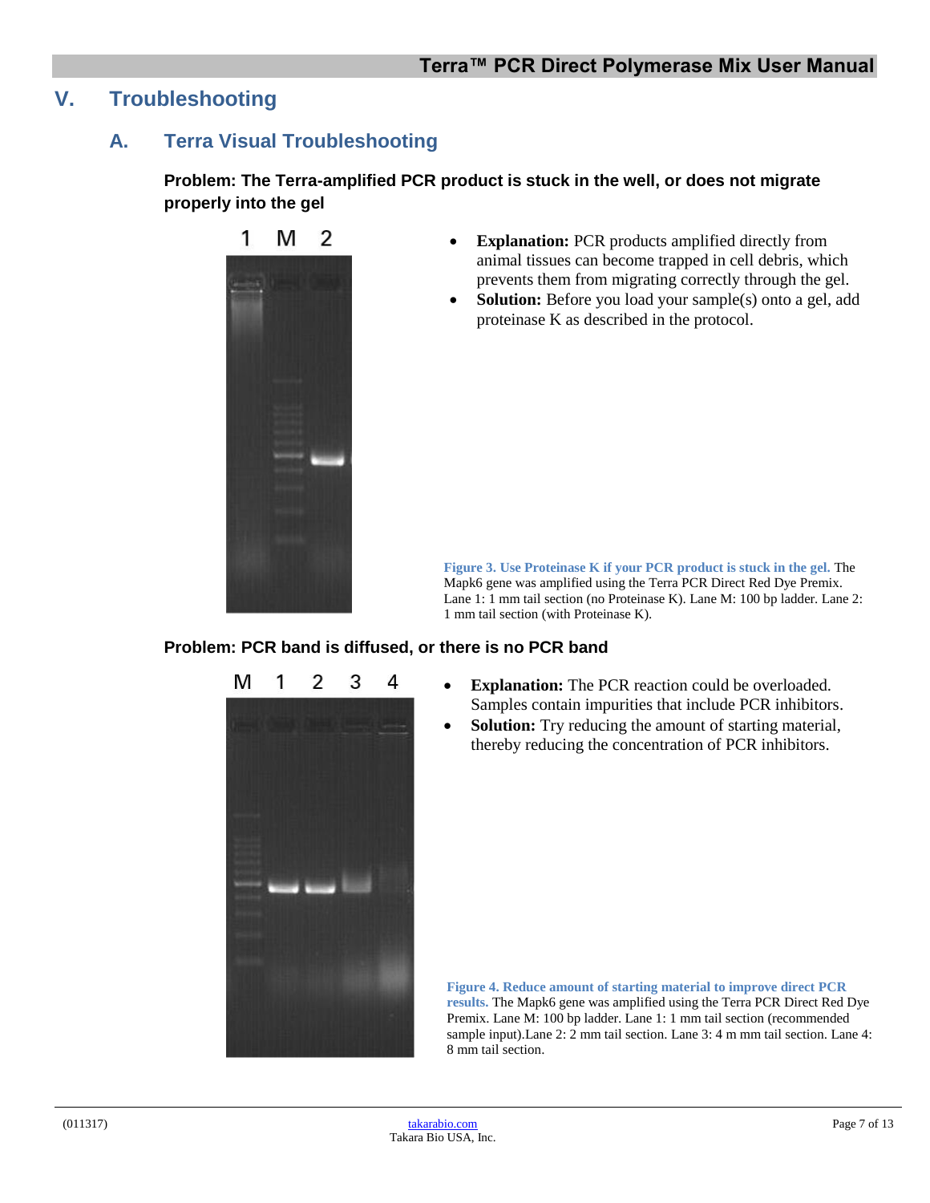# V. Troubleshooting

## A. Terra Visual Troubleshooting

**Problem: The Terra-amplified PCR product is stuck in the well, or does not migrate properly into the gel**

- **Explanation:** PCR products amplified directly from animal tissues can become trapped in cell debris, which prevents them from migrating correctly through the gel.
- **Solution:** Before you load your sample(s) onto a gel, add proteinase K as described in the protocol.

**Figure 3. Use Proteinase K if your PCR product is stuck in the gel.** The Mapk6 gene was amplified using the Terra PCR Direct Red Dye Premix. Lane 1: 1 mm tail section (no Proteinase K). Lane M: 100 bp ladder. Lane 2: 1 mm tail section (with Proteinase K).

**Problem: PCR band is diffused, or there is no PCR band**

- **Explanation:** The PCR reaction could be overloaded. Samples contain impurities that include PCR inhibitors.
- **Solution:** Try reducing the amount of starting material, thereby reducing the concentration of PCR inhibitors.

**Figure 4. Reduce amount of starting material to improve direct PCR results.** The Mapk6 gene was amplified using the Terra PCR Direct Red Dye Premix. Lane M: 100 bp ladder. Lane 1: 1 mm tail section (recommended sample input).Lane 2: 2 mm tail section. Lane 3: 4 m mm tail section. Lane 4: 8 mm tail section.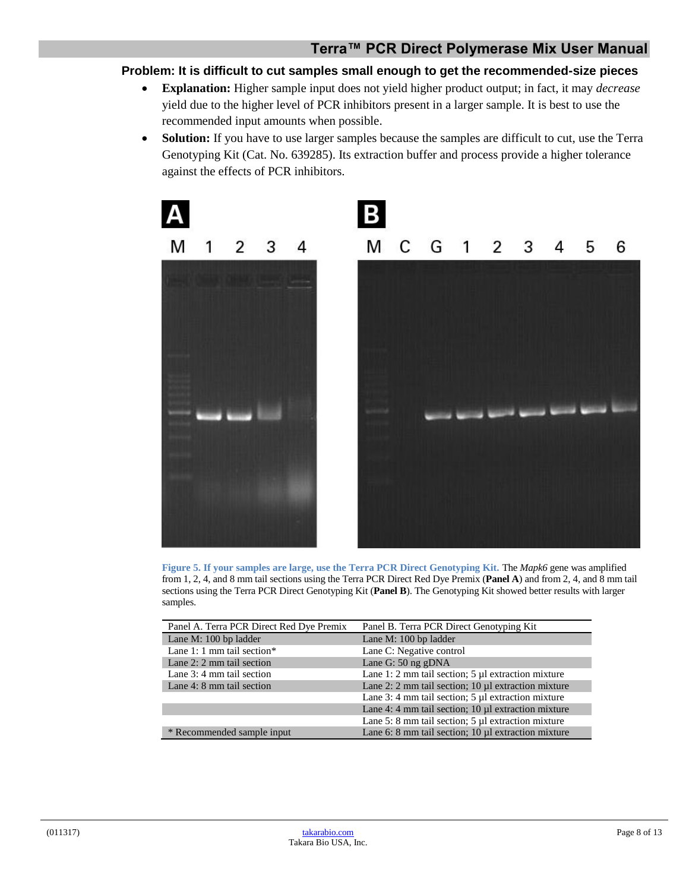### Problem: It is difficult to cut samples small enough to get the recommended-size pieces

- **Explanation:** Higher sample input does not yield higher product output; in fact, it may *decrease* yield due to the higher level of PCR inhibitors present in a larger sample. It is best to use the recommended input amounts when possible.
- **Solution:** If you have to use larger samples because the samples are difficult to cut, use the Terra Genotyping Kit (Cat. No. 639285). Its extraction buffer and process provide a higher tolerance against the effects of PCR inhibitors.

**Figure 5. If your samples are large, use the Terra PCR Direct Genotyping Kit.** The *Mapk6* gene was amplified from 1, 2, 4, and 8 mm tail sections using the Terra PCR Direct Red Dye Premix (**Panel A**) and from 2, 4, and 8 mm tail sections using the Terra PCR Direct Genotyping Kit (**Panel B**). The Genotyping Kit showed better results with larger samples.

| Panel A. Terra PCR Direct Red Dye Premix | Panel B. Terra PCR Direct Genotyping Kit |
|---|---|
| Lane M: 100 bp ladder | Lane M: 100 bp ladder |
| Lane 1: 1 mm tail section* | Lane C: Negative control |
| Lane 2: 2 mm tail section | Lane G: 50 ng gDNA |
| Lane 3: 4 mm tail section | Lane 1: 2 mm tail section; 5 µl extraction mixture |
| Lane 4: 8 mm tail section | Lane 2: 2 mm tail section; 10 µl extraction mixture |
| | Lane 3: 4 mm tail section; 5 µl extraction mixture |
| | Lane 4: 4 mm tail section; 10 µl extraction mixture |
| | Lane 5: 8 mm tail section; 5 µl extraction mixture |
| * Recommended sample input | Lane 6: 8 mm tail section; 10 µl extraction mixture |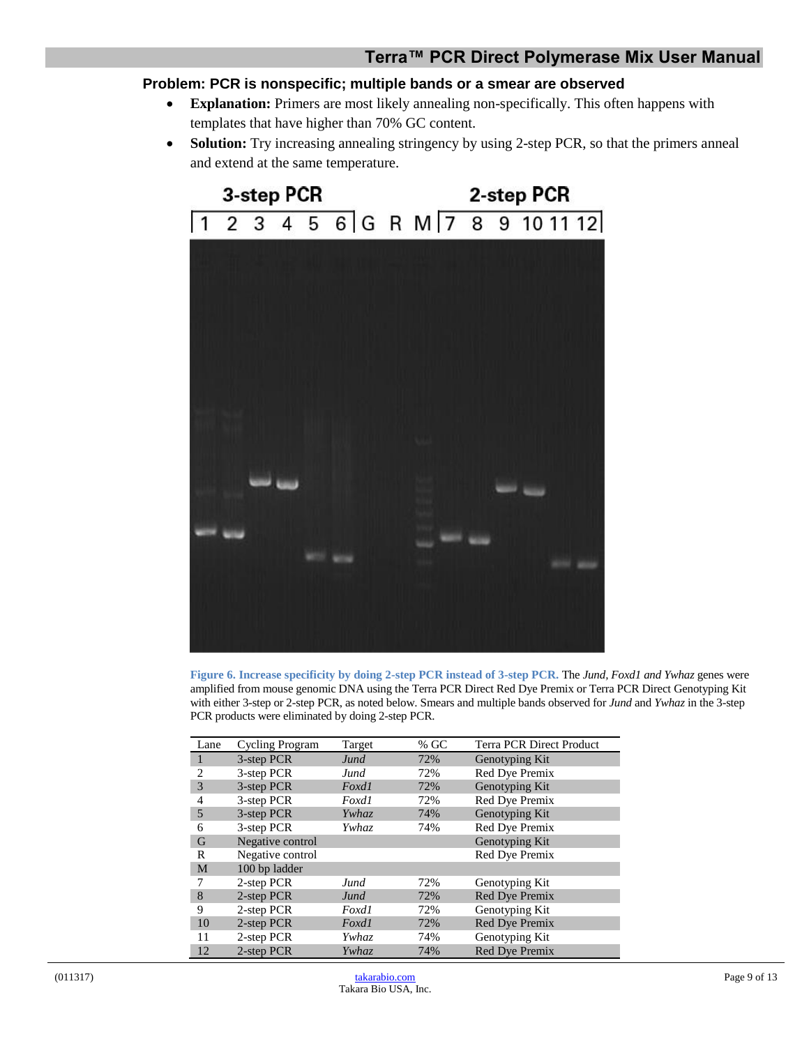**Problem: PCR is nonspecific; multiple bands or a smear are observed**

- **Explanation:** Primers are most likely annealing non-specifically. This often happens with templates that have higher than 70% GC content.
- **Solution:** Try increasing annealing stringency by using 2-step PCR, so that the primers anneal and extend at the same temperature.

**Figure 6. Increase specificity by doing 2-step PCR instead of 3-step PCR.** The *Jund, Foxd1 and Ywhaz* genes were amplified from mouse genomic DNA using the Terra PCR Direct Red Dye Premix or Terra PCR Direct Genotyping Kit with either 3-step or 2-step PCR, as noted below. Smears and multiple bands observed for *Jund* and *Ywhaz* in the 3-step PCR products were eliminated by doing 2-step PCR.

| Lane | Cycling Program | Target | % GC | Terra PCR Direct Product |
|---|---|---|---|---|
| 1 | 3-step PCR | *Jund* | 72% | Genotyping Kit |
| 2 | 3-step PCR | *Jund* | 72% | Red Dye Premix |
| 3 | 3-step PCR | *Foxd1* | 72% | Genotyping Kit |
| 4 | 3-step PCR | *Foxd1* | 72% | Red Dye Premix |
| 5 | 3-step PCR | *Ywhaz* | 74% | Genotyping Kit |
| 6 | 3-step PCR | *Ywhaz* | 74% | Red Dye Premix |
| G | Negative control | | | Genotyping Kit |
| R | Negative control | | | Red Dye Premix |
| M | 100 bp ladder | | | |
| 7 | 2-step PCR | *Jund* | 72% | Genotyping Kit |
| 8 | 2-step PCR | *Jund* | 72% | Red Dye Premix |
| 9 | 2-step PCR | *Foxd1* | 72% | Genotyping Kit |
| 10 | 2-step PCR | *Foxd1* | 72% | Red Dye Premix |
| 11 | 2-step PCR | *Ywhaz* | 74% | Genotyping Kit |
| 12 | 2-step PCR | *Ywhaz* | 74% | Red Dye Premix |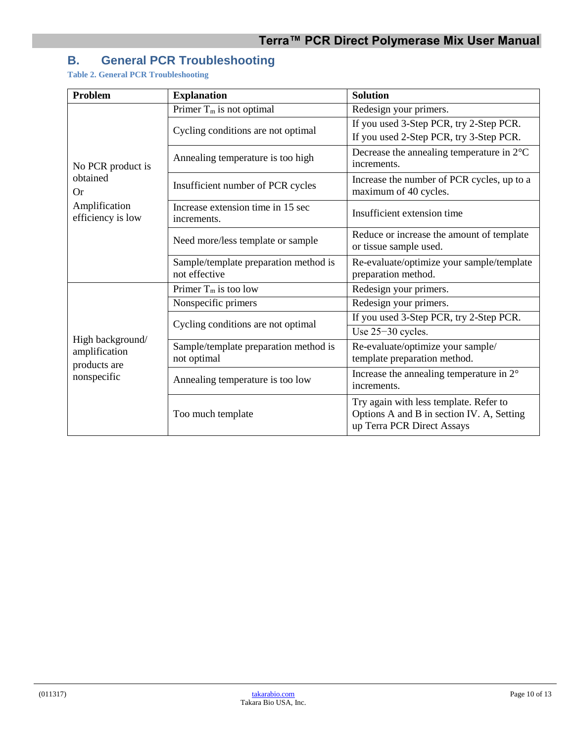## B. General PCR Troubleshooting

**Table 2. General PCR Troubleshooting**

| Problem | Explanation | Solution |
|---|---|---|
| No PCR product is obtained Or Amplification efficiency is low | Primer $T_m$ is not optimal | Redesign your primers. |
| | Cycling conditions are not optimal | If you used 3-Step PCR, try 2-Step PCR. If you used 2-Step PCR, try 3-Step PCR. |
| | Annealing temperature is too high | Decrease the annealing temperature in 2°C increments. |
| | Insufficient number of PCR cycles | Increase the number of PCR cycles, up to a maximum of 40 cycles. |
| | Increase extension time in 15 sec increments. | Insufficient extension time |
| | Need more/less template or sample | Reduce or increase the amount of template or tissue sample used. |
| | Sample/template preparation method is not effective | Re-evaluate/optimize your sample/template preparation method. |
| High background/ amplification products are nonspecific | Primer $T_m$ is too low | Redesign your primers. |
| | Nonspecific primers | Redesign your primers. |
| | Cycling conditions are not optimal | If you used 3-Step PCR, try 2-Step PCR. |
| | | Use 25−30 cycles. |
| | Sample/template preparation method is not optimal | Re-evaluate/optimize your sample/ template preparation method. |
| | Annealing temperature is too low | Increase the annealing temperature in 2° increments. |
| | Too much template | Try again with less template. Refer to Options A and B in section IV. A, Setting up Terra PCR Direct Assays |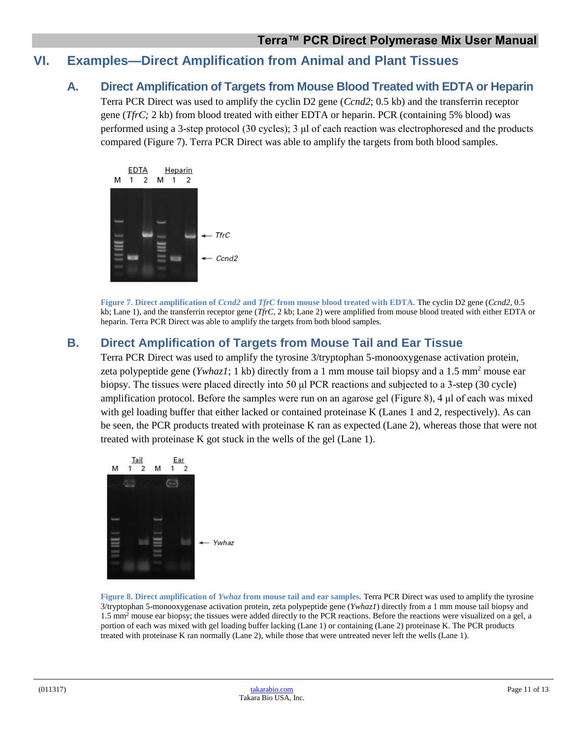# VI. Examples—Direct Amplification from Animal and Plant Tissues

## A. Direct Amplification of Targets from Mouse Blood Treated with EDTA or Heparin

Terra PCR Direct was used to amplify the cyclin D2 gene (*Ccnd2*; 0.5 kb) and the transferrin receptor gene (*TfrC;* 2 kb) from blood treated with either EDTA or heparin. PCR (containing 5% blood) was performed using a 3-step protocol (30 cycles); 3 µl of each reaction was electrophoresed and the products compared (Figure 7). Terra PCR Direct was able to amplify the targets from both blood samples.

**Figure 7. Direct amplification of *Ccnd2* and *TfrC* from mouse blood treated with EDTA.** The cyclin D2 gene (*Ccnd2*, 0.5 kb; Lane 1), and the transferrin receptor gene (*TfrC*, 2 kb; Lane 2) were amplified from mouse blood treated with either EDTA or heparin. Terra PCR Direct was able to amplify the targets from both blood samples.

## B. Direct Amplification of Targets from Mouse Tail and Ear Tissue

Terra PCR Direct was used to amplify the tyrosine 3/tryptophan 5-monooxygenase activation protein, zeta polypeptide gene (*Ywhaz1*; 1 kb) directly from a 1 mm mouse tail biopsy and a 1.5 $mm^2$ mouse ear biopsy. The tissues were placed directly into 50 µl PCR reactions and subjected to a 3-step (30 cycle) amplification protocol. Before the samples were run on an agarose gel (Figure 8), 4 µl of each was mixed with gel loading buffer that either lacked or contained proteinase K (Lanes 1 and 2, respectively). As can be seen, the PCR products treated with proteinase K ran as expected (Lane 2), whereas those that were not treated with proteinase K got stuck in the wells of the gel (Lane 1).

**Figure 8. Direct amplification of *Ywhaz* from mouse tail and ear samples.** Terra PCR Direct was used to amplify the tyrosine 3/tryptophan 5-monooxygenase activation protein, zeta polypeptide gene (*Ywhaz1*) directly from a 1 mm mouse tail biopsy and 1.5 $mm^2$ mouse ear biopsy; the tissues were added directly to the PCR reactions. Before the reactions were visualized on a gel, a portion of each was mixed with gel loading buffer lacking (Lane 1) or containing (Lane 2) proteinase K. The PCR products treated with proteinase K ran normally (Lane 2), while those that were untreated never left the wells (Lane 1).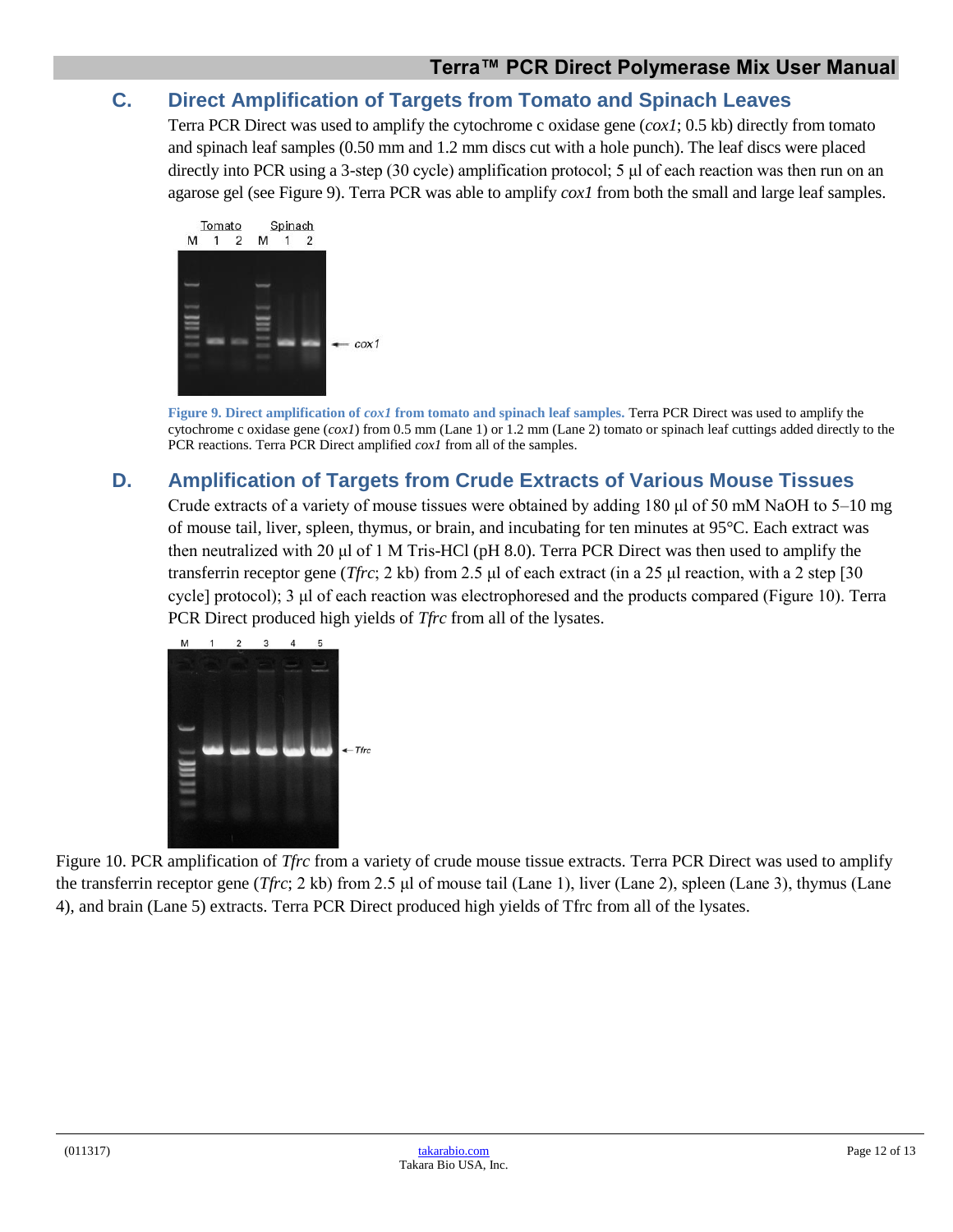## C. Direct Amplification of Targets from Tomato and Spinach Leaves

Terra PCR Direct was used to amplify the cytochrome c oxidase gene (*cox1*; 0.5 kb) directly from tomato and spinach leaf samples (0.50 mm and 1.2 mm discs cut with a hole punch). The leaf discs were placed directly into PCR using a 3-step (30 cycle) amplification protocol; 5 µl of each reaction was then run on an agarose gel (see Figure 9). Terra PCR was able to amplify *cox1* from both the small and large leaf samples.

**Figure 9. Direct amplification of *cox1* from tomato and spinach leaf samples.** Terra PCR Direct was used to amplify the cytochrome c oxidase gene (*cox1*) from 0.5 mm (Lane 1) or 1.2 mm (Lane 2) tomato or spinach leaf cuttings added directly to the PCR reactions. Terra PCR Direct amplified *cox1* from all of the samples.

## D. Amplification of Targets from Crude Extracts of Various Mouse Tissues

Crude extracts of a variety of mouse tissues were obtained by adding 180 µl of 50 mM NaOH to 5–10 mg of mouse tail, liver, spleen, thymus, or brain, and incubating for ten minutes at 95°C. Each extract was then neutralized with 20 µl of 1 M Tris-HCl (pH 8.0). Terra PCR Direct was then used to amplify the transferrin receptor gene (*Tfrc*; 2 kb) from 2.5 µl of each extract (in a 25 µl reaction, with a 2 step [30 cycle] protocol); 3 µl of each reaction was electrophoresed and the products compared (Figure 10). Terra PCR Direct produced high yields of *Tfrc* from all of the lysates.

Figure 10. PCR amplification of *Tfrc* from a variety of crude mouse tissue extracts. Terra PCR Direct was used to amplify the transferrin receptor gene (*Tfrc*; 2 kb) from 2.5 µl of mouse tail (Lane 1), liver (Lane 2), spleen (Lane 3), thymus (Lane 4), and brain (Lane 5) extracts. Terra PCR Direct produced high yields of Tfrc from all of the lysates.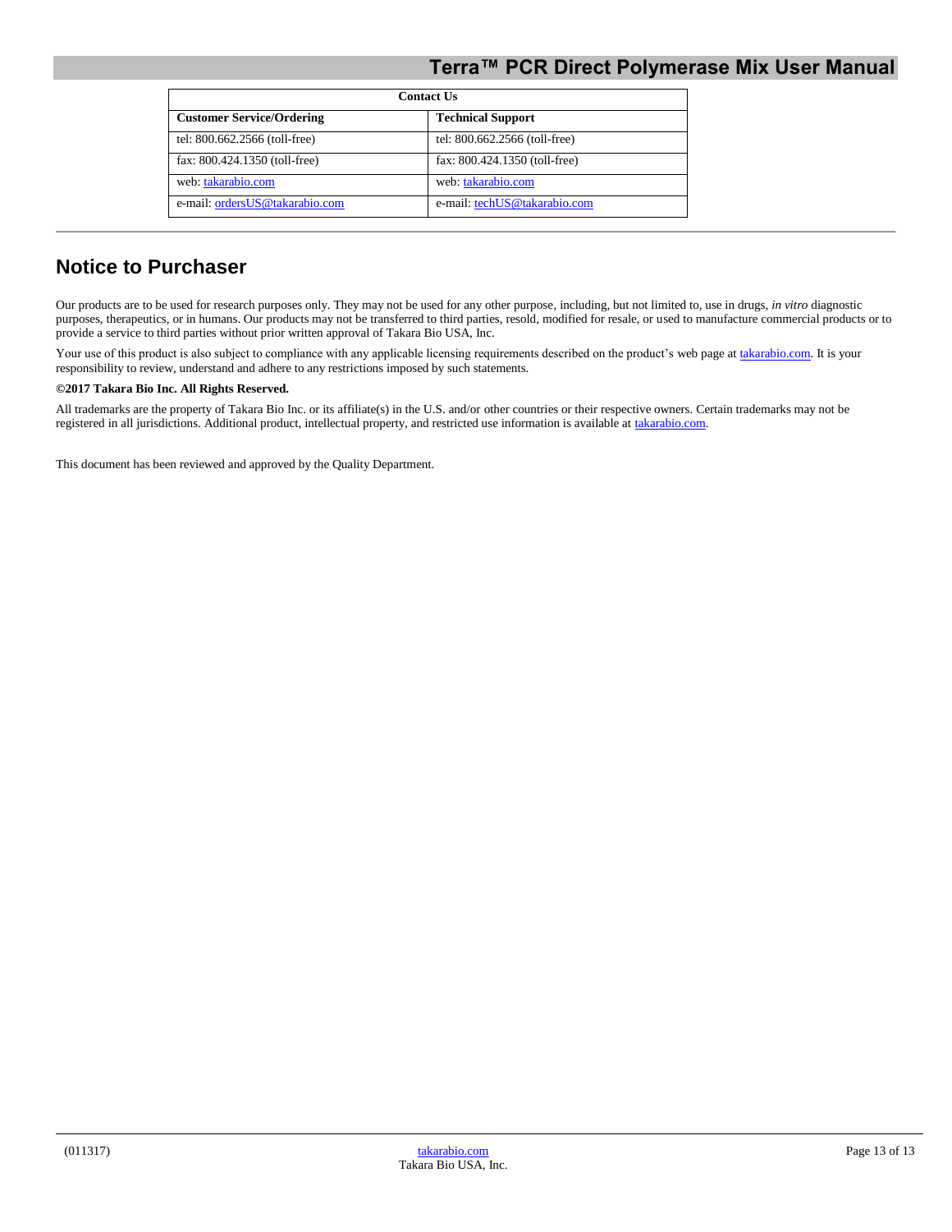| Contact Us | |
|---|---|
| **Customer Service/Ordering** | **Technical Support** |
| tel: 800.662.2566 (toll-free) | tel: 800.662.2566 (toll-free) |
| fax: 800.424.1350 (toll-free) | fax: 800.424.1350 (toll-free) |
| web: takarabio.com | web: takarabio.com |
| e-mail: ordersUS@takarabio.com | e-mail: techUS@takarabio.com |

## Notice to Purchaser

Our products are to be used for research purposes only. They may not be used for any other purpose, including, but not limited to, use in drugs, *in vitro* diagnostic purposes, therapeutics, or in humans. Our products may not be transferred to third parties, resold, modified for resale, or used to manufacture commercial products or to provide a service to third parties without prior written approval of Takara Bio USA, Inc.

Your use of this product is also subject to compliance with any applicable licensing requirements described on the product's web page at takarabio.com. It is your responsibility to review, understand and adhere to any restrictions imposed by such statements.

**©2017 Takara Bio Inc. All Rights Reserved.**

All trademarks are the property of Takara Bio Inc. or its affiliate(s) in the U.S. and/or other countries or their respective owners. Certain trademarks may not be registered in all jurisdictions. Additional product, intellectual property, and restricted use information is available at takarabio.com.

This document has been reviewed and approved by the Quality Department.